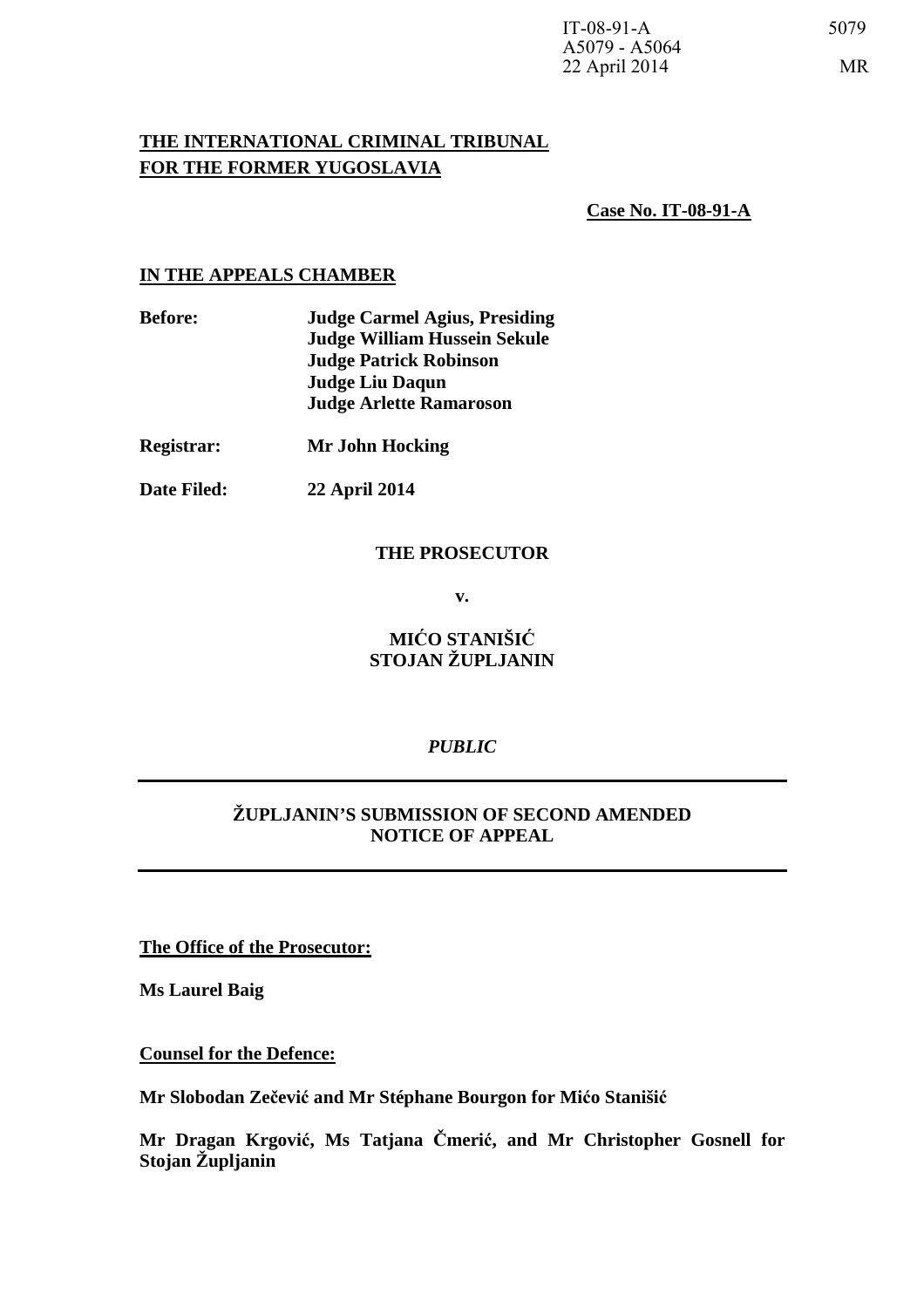IT-08-91-A
A5079 - A5064
22 April 2014

5079

MR

**THE INTERNATIONAL CRIMINAL TRIBUNAL FOR THE FORMER YUGOSLAVIA**

**Case No. IT-08-91-A**

**IN THE APPEALS CHAMBER**

**Before:** **Judge Carmel Agius, Presiding**
**Judge William Hussein Sekule**
**Judge Patrick Robinson**
**Judge Liu Daqun**
**Judge Arlette Ramaroson**

**Registrar:** **Mr John Hocking**

**Date Filed:** **22 April 2014**

**THE PROSECUTOR**

**v.**

**MIĆO STANIŠIĆ**
**STOJAN ŽUPLJANIN**

*PUBLIC*

**ŽUPLJANIN'S SUBMISSION OF SECOND AMENDED NOTICE OF APPEAL**

**The Office of the Prosecutor:**

**Ms Laurel Baig**

**Counsel for the Defence:**

**Mr Slobodan Zečević and Mr Stéphane Bourgon for Mićo Stanišić**

**Mr Dragan Krgović, Ms Tatjana Čmerić, and Mr Christopher Gosnell for Stojan Župljanin**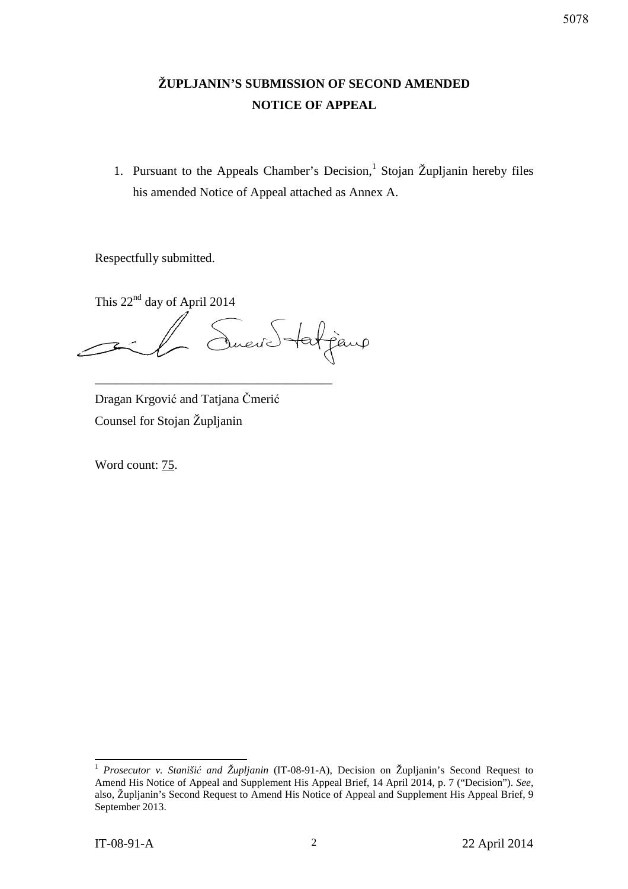# ŽUPLJANIN'S SUBMISSION OF SECOND AMENDED NOTICE OF APPEAL

1. Pursuant to the Appeals Chamber's Decision,[1] Stojan Župljanin hereby files his amended Notice of Appeal attached as Annex A.

Respectfully submitted.

This 22nd day of April 2014

\_\_\_\_\_\_\_\_\_\_\_\_\_\_\_\_\_\_\_\_\_\_\_\_\_\_\_\_\_\_\_\_\_\_\_\_\_\_

Dragan Krgović and Tatjana Čmerić

Counsel for Stojan Župljanin

Word count: 75.

---

[1] *Prosecutor v. Stanišić and Župljanin* (IT-08-91-A), Decision on Župljanin's Second Request to Amend His Notice of Appeal and Supplement His Appeal Brief, 14 April 2014, p. 7 ("Decision"). *See*, also, Župljanin's Second Request to Amend His Notice of Appeal and Supplement His Appeal Brief, 9 September 2013.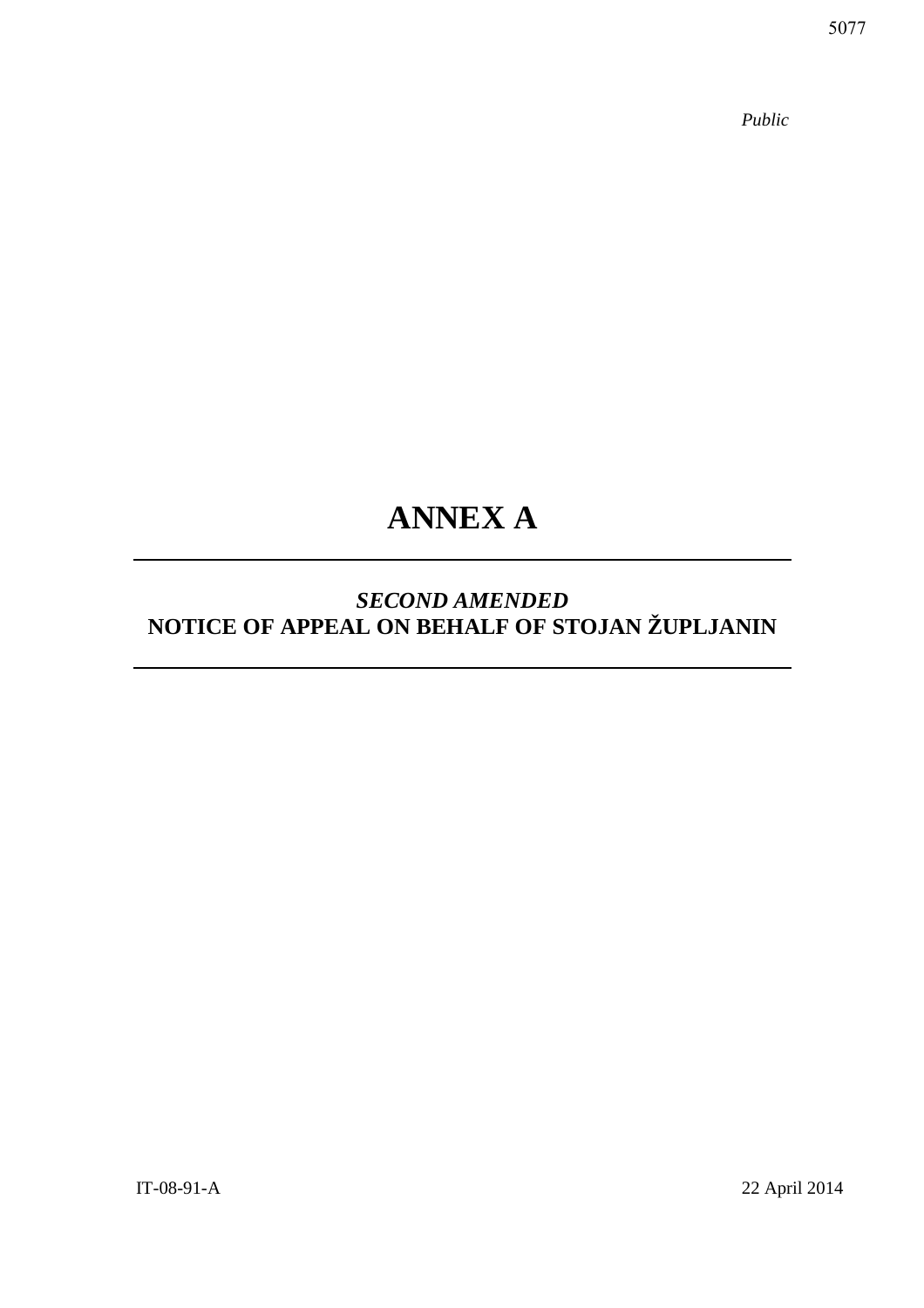*Public*

# ANNEX A

## *SECOND AMENDED* NOTICE OF APPEAL ON BEHALF OF STOJAN ŽUPLJANIN

IT-08-91-A

22 April 2014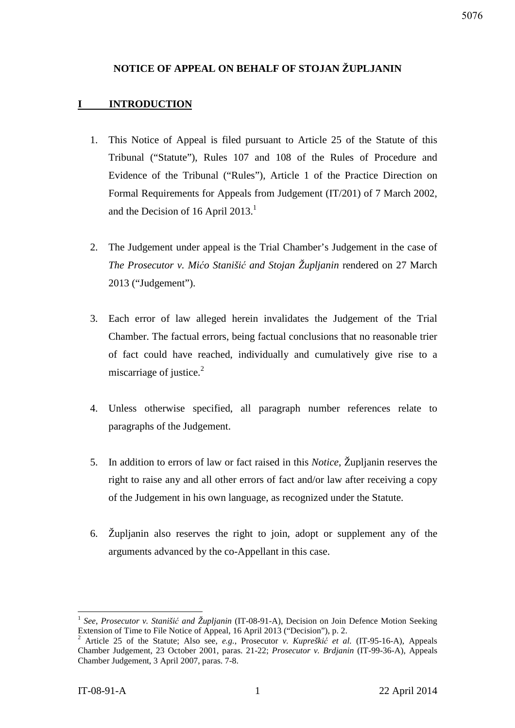# NOTICE OF APPEAL ON BEHALF OF STOJAN ŽUPLJANIN

## I INTRODUCTION

1. This Notice of Appeal is filed pursuant to Article 25 of the Statute of this Tribunal ("Statute"), Rules 107 and 108 of the Rules of Procedure and Evidence of the Tribunal ("Rules"), Article 1 of the Practice Direction on Formal Requirements for Appeals from Judgement (IT/201) of 7 March 2002, and the Decision of 16 April 2013.[1]

2. The Judgement under appeal is the Trial Chamber's Judgement in the case of *The Prosecutor v. Mićo Stanišić and Stojan Župljanin* rendered on 27 March 2013 ("Judgement").

3. Each error of law alleged herein invalidates the Judgement of the Trial Chamber. The factual errors, being factual conclusions that no reasonable trier of fact could have reached, individually and cumulatively give rise to a miscarriage of justice.[2]

4. Unless otherwise specified, all paragraph number references relate to paragraphs of the Judgement.

5. In addition to errors of law or fact raised in this *Notice*, Župljanin reserves the right to raise any and all other errors of fact and/or law after receiving a copy of the Judgement in his own language, as recognized under the Statute.

6. Župljanin also reserves the right to join, adopt or supplement any of the arguments advanced by the co-Appellant in this case.

---

[1] *See*, *Prosecutor v. Stanišić and Župljanin* (IT-08-91-A), Decision on Join Defence Motion Seeking Extension of Time to File Notice of Appeal, 16 April 2013 ("Decision"), p. 2.

[2] Article 25 of the Statute; Also see, *e.g.*, Prosecutor *v. Kupreškić et al.* (IT-95-16-A), Appeals Chamber Judgement, 23 October 2001, paras. 21-22; *Prosecutor v. Brdjanin* (IT-99-36-A), Appeals Chamber Judgement, 3 April 2007, paras. 7-8.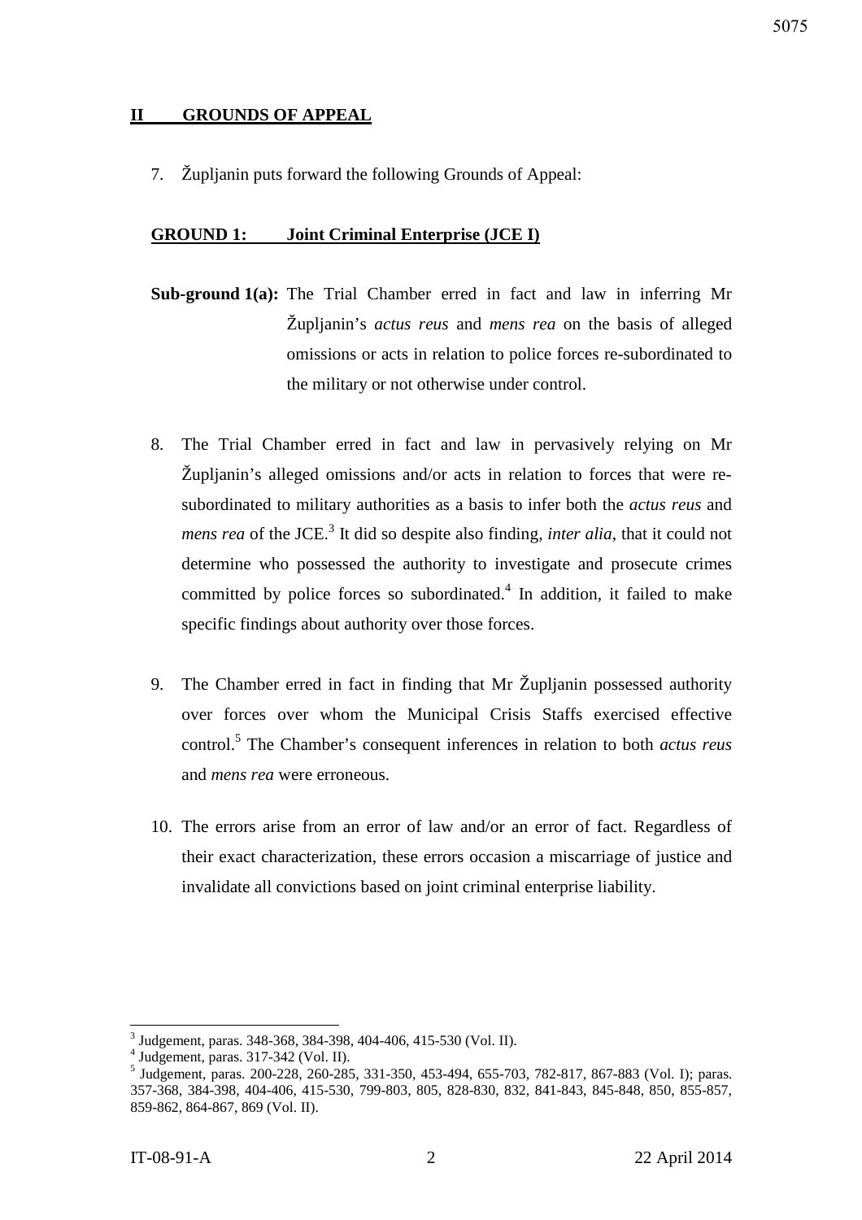## II GROUNDS OF APPEAL

7. Župljanin puts forward the following Grounds of Appeal:

### GROUND 1: Joint Criminal Enterprise (JCE I)

**Sub-ground 1(a):** The Trial Chamber erred in fact and law in inferring Mr Župljanin's *actus reus* and *mens rea* on the basis of alleged omissions or acts in relation to police forces re-subordinated to the military or not otherwise under control.

8. The Trial Chamber erred in fact and law in pervasively relying on Mr Župljanin's alleged omissions and/or acts in relation to forces that were re-subordinated to military authorities as a basis to infer both the *actus reus* and *mens rea* of the JCE.[3] It did so despite also finding, *inter alia*, that it could not determine who possessed the authority to investigate and prosecute crimes committed by police forces so subordinated.[4] In addition, it failed to make specific findings about authority over those forces.

9. The Chamber erred in fact in finding that Mr Župljanin possessed authority over forces over whom the Municipal Crisis Staffs exercised effective control.[5] The Chamber's consequent inferences in relation to both *actus reus* and *mens rea* were erroneous.

10. The errors arise from an error of law and/or an error of fact. Regardless of their exact characterization, these errors occasion a miscarriage of justice and invalidate all convictions based on joint criminal enterprise liability.

---

[3] Judgement, paras. 348-368, 384-398, 404-406, 415-530 (Vol. II).

[4] Judgement, paras. 317-342 (Vol. II).

[5] Judgement, paras. 200-228, 260-285, 331-350, 453-494, 655-703, 782-817, 867-883 (Vol. I); paras. 357-368, 384-398, 404-406, 415-530, 799-803, 805, 828-830, 832, 841-843, 845-848, 850, 855-857, 859-862, 864-867, 869 (Vol. II).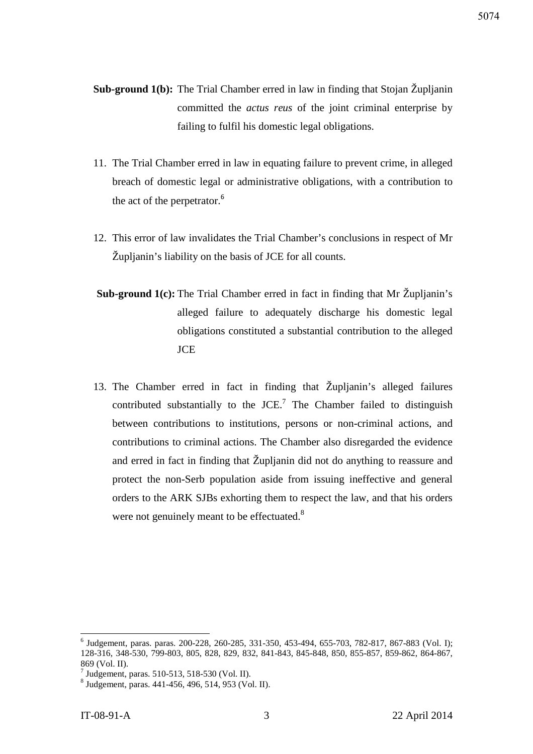**Sub-ground 1(b):** The Trial Chamber erred in law in finding that Stojan Župljanin committed the *actus reus* of the joint criminal enterprise by failing to fulfil his domestic legal obligations.

11. The Trial Chamber erred in law in equating failure to prevent crime, in alleged breach of domestic legal or administrative obligations, with a contribution to the act of the perpetrator.[6]

12. This error of law invalidates the Trial Chamber's conclusions in respect of Mr Župljanin's liability on the basis of JCE for all counts.

**Sub-ground 1(c):** The Trial Chamber erred in fact in finding that Mr Župljanin's alleged failure to adequately discharge his domestic legal obligations constituted a substantial contribution to the alleged JCE

13. The Chamber erred in fact in finding that Župljanin's alleged failures contributed substantially to the JCE.[7] The Chamber failed to distinguish between contributions to institutions, persons or non-criminal actions, and contributions to criminal actions. The Chamber also disregarded the evidence and erred in fact in finding that Župljanin did not do anything to reassure and protect the non-Serb population aside from issuing ineffective and general orders to the ARK SJBs exhorting them to respect the law, and that his orders were not genuinely meant to be effectuated.[8]

---

[6] Judgement, paras. paras. 200-228, 260-285, 331-350, 453-494, 655-703, 782-817, 867-883 (Vol. I); 128-316, 348-530, 799-803, 805, 828, 829, 832, 841-843, 845-848, 850, 855-857, 859-862, 864-867, 869 (Vol. II).

[7] Judgement, paras. 510-513, 518-530 (Vol. II).

[8] Judgement, paras. 441-456, 496, 514, 953 (Vol. II).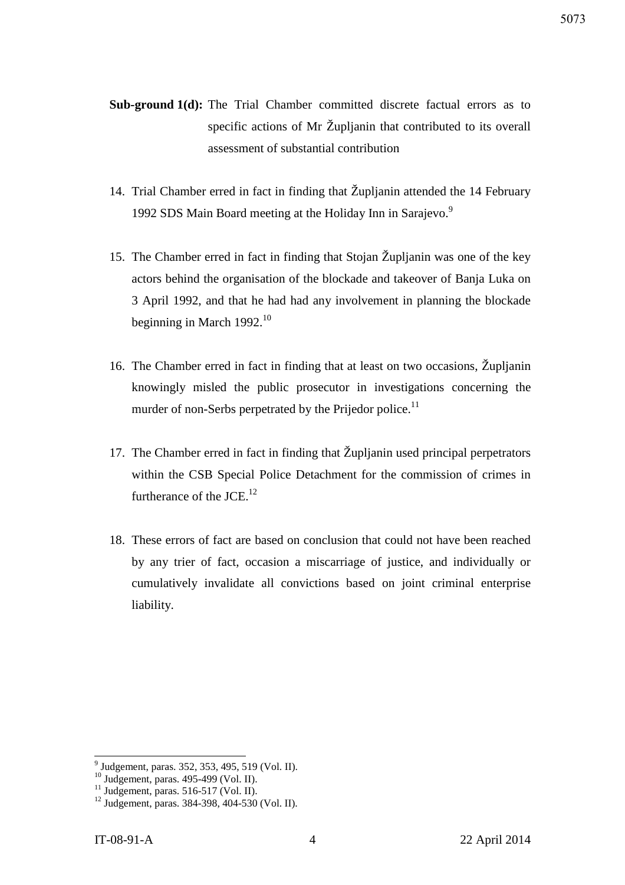**Sub-ground 1(d):** The Trial Chamber committed discrete factual errors as to specific actions of Mr Župljanin that contributed to its overall assessment of substantial contribution

14. Trial Chamber erred in fact in finding that Župljanin attended the 14 February 1992 SDS Main Board meeting at the Holiday Inn in Sarajevo.[9]

15. The Chamber erred in fact in finding that Stojan Župljanin was one of the key actors behind the organisation of the blockade and takeover of Banja Luka on 3 April 1992, and that he had had any involvement in planning the blockade beginning in March 1992.[10]

16. The Chamber erred in fact in finding that at least on two occasions, Župljanin knowingly misled the public prosecutor in investigations concerning the murder of non-Serbs perpetrated by the Prijedor police.[11]

17. The Chamber erred in fact in finding that Župljanin used principal perpetrators within the CSB Special Police Detachment for the commission of crimes in furtherance of the JCE.[12]

18. These errors of fact are based on conclusion that could not have been reached by any trier of fact, occasion a miscarriage of justice, and individually or cumulatively invalidate all convictions based on joint criminal enterprise liability.

---

[9] Judgement, paras. 352, 353, 495, 519 (Vol. II).

[10] Judgement, paras. 495-499 (Vol. II).

[11] Judgement, paras. 516-517 (Vol. II).

[12] Judgement, paras. 384-398, 404-530 (Vol. II).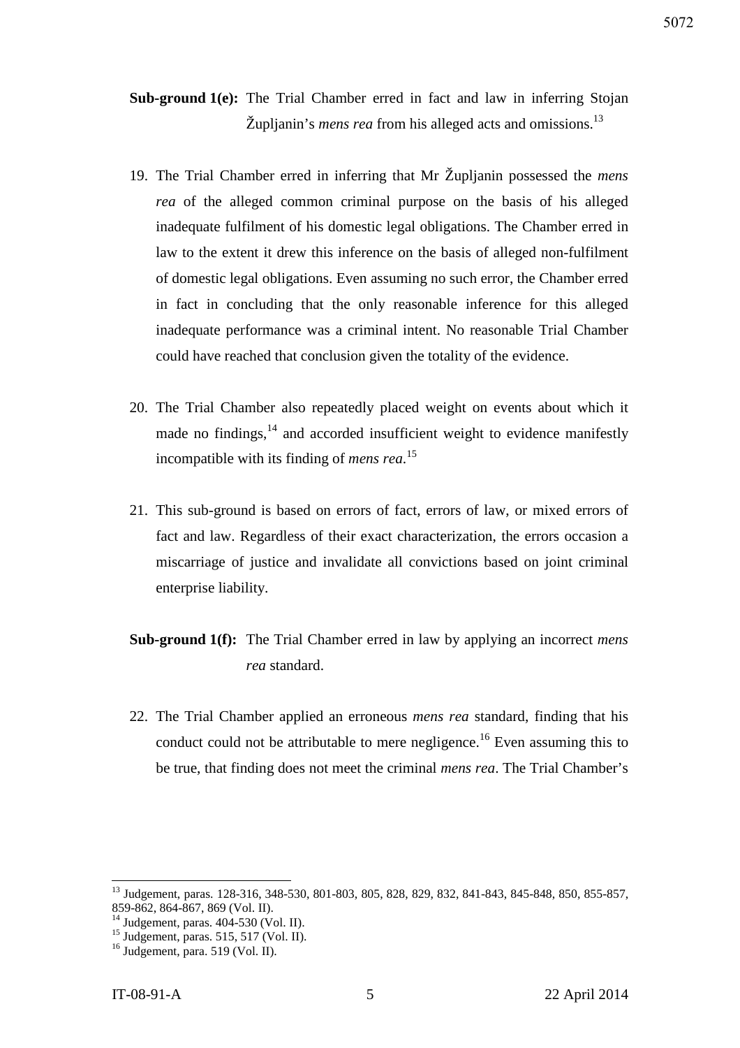**Sub-ground 1(e):** The Trial Chamber erred in fact and law in inferring Stojan Župljanin's *mens rea* from his alleged acts and omissions.[13]

19. The Trial Chamber erred in inferring that Mr Župljanin possessed the *mens rea* of the alleged common criminal purpose on the basis of his alleged inadequate fulfilment of his domestic legal obligations. The Chamber erred in law to the extent it drew this inference on the basis of alleged non-fulfilment of domestic legal obligations. Even assuming no such error, the Chamber erred in fact in concluding that the only reasonable inference for this alleged inadequate performance was a criminal intent. No reasonable Trial Chamber could have reached that conclusion given the totality of the evidence.

20. The Trial Chamber also repeatedly placed weight on events about which it made no findings,[14] and accorded insufficient weight to evidence manifestly incompatible with its finding of *mens rea*.[15]

21. This sub-ground is based on errors of fact, errors of law, or mixed errors of fact and law. Regardless of their exact characterization, the errors occasion a miscarriage of justice and invalidate all convictions based on joint criminal enterprise liability.

**Sub-ground 1(f):** The Trial Chamber erred in law by applying an incorrect *mens rea* standard.

22. The Trial Chamber applied an erroneous *mens rea* standard, finding that his conduct could not be attributable to mere negligence.[16] Even assuming this to be true, that finding does not meet the criminal *mens rea*. The Trial Chamber's

---

[13] Judgement, paras. 128-316, 348-530, 801-803, 805, 828, 829, 832, 841-843, 845-848, 850, 855-857, 859-862, 864-867, 869 (Vol. II).

[14] Judgement, paras. 404-530 (Vol. II).

[15] Judgement, paras. 515, 517 (Vol. II).

[16] Judgement, para. 519 (Vol. II).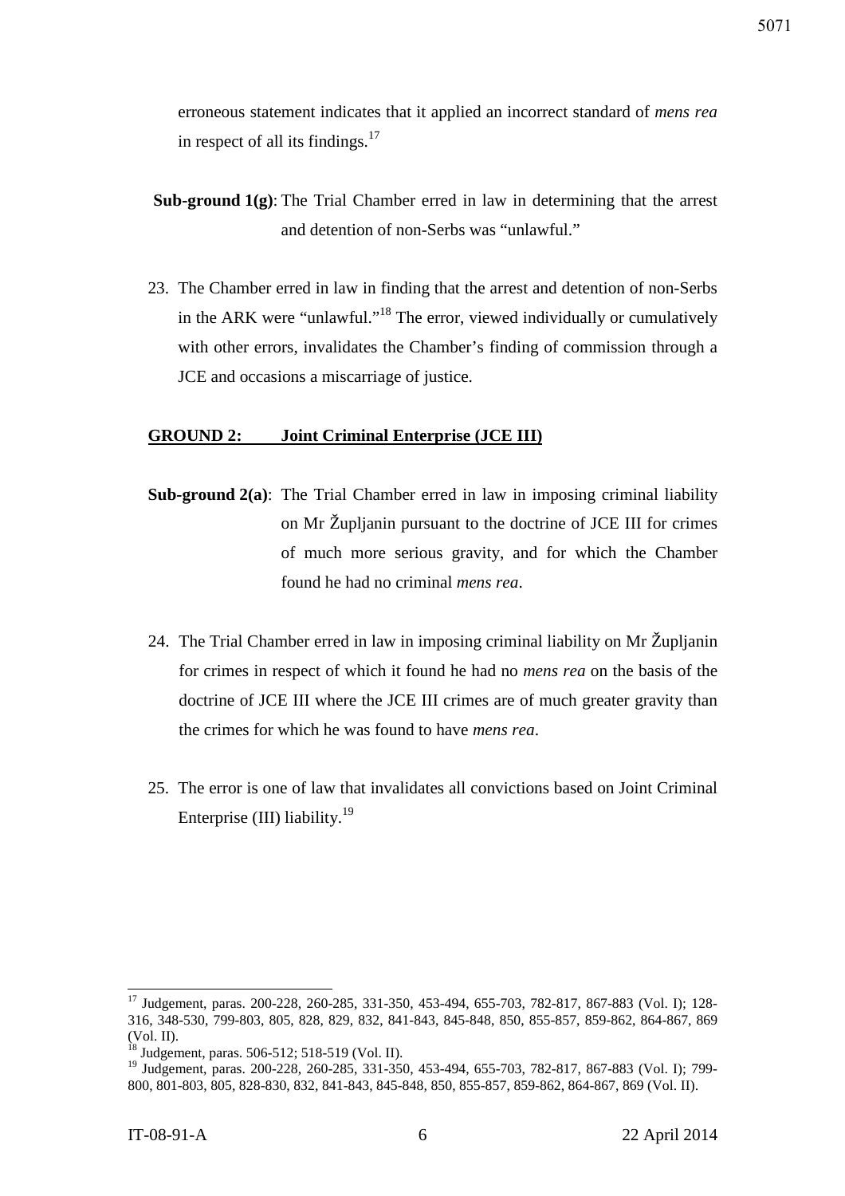erroneous statement indicates that it applied an incorrect standard of *mens rea* in respect of all its findings.[17]

**Sub-ground 1(g)**: The Trial Chamber erred in law in determining that the arrest and detention of non-Serbs was "unlawful."

23. The Chamber erred in law in finding that the arrest and detention of non-Serbs in the ARK were "unlawful."[18] The error, viewed individually or cumulatively with other errors, invalidates the Chamber's finding of commission through a JCE and occasions a miscarriage of justice.

**GROUND 2: Joint Criminal Enterprise (JCE III)**

**Sub-ground 2(a)**: The Trial Chamber erred in law in imposing criminal liability on Mr Župljanin pursuant to the doctrine of JCE III for crimes of much more serious gravity, and for which the Chamber found he had no criminal *mens rea*.

24. The Trial Chamber erred in law in imposing criminal liability on Mr Župljanin for crimes in respect of which it found he had no *mens rea* on the basis of the doctrine of JCE III where the JCE III crimes are of much greater gravity than the crimes for which he was found to have *mens rea*.

25. The error is one of law that invalidates all convictions based on Joint Criminal Enterprise (III) liability.[19]

---

[17] Judgement, paras. 200-228, 260-285, 331-350, 453-494, 655-703, 782-817, 867-883 (Vol. I); 128-316, 348-530, 799-803, 805, 828, 829, 832, 841-843, 845-848, 850, 855-857, 859-862, 864-867, 869 (Vol. II).

[18] Judgement, paras. 506-512; 518-519 (Vol. II).

[19] Judgement, paras. 200-228, 260-285, 331-350, 453-494, 655-703, 782-817, 867-883 (Vol. I); 799-800, 801-803, 805, 828-830, 832, 841-843, 845-848, 850, 855-857, 859-862, 864-867, 869 (Vol. II).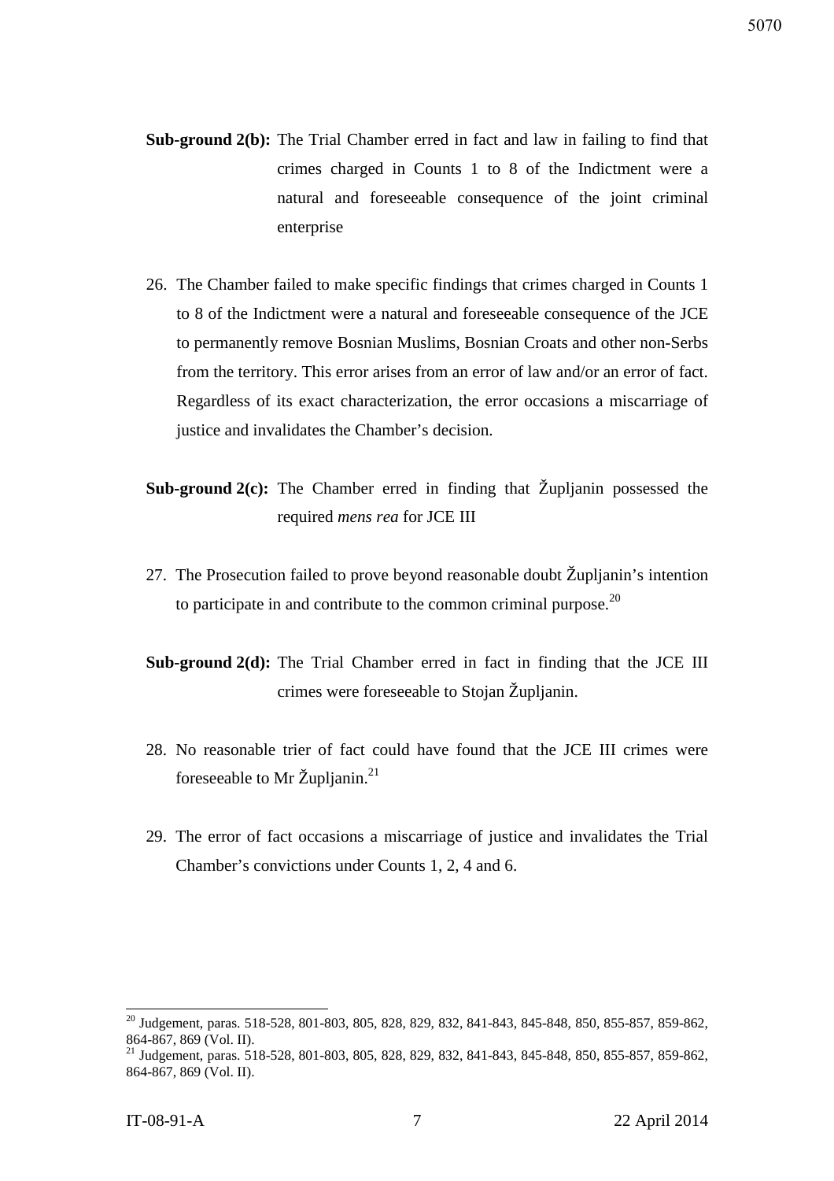**Sub-ground 2(b):** The Trial Chamber erred in fact and law in failing to find that crimes charged in Counts 1 to 8 of the Indictment were a natural and foreseeable consequence of the joint criminal enterprise

26. The Chamber failed to make specific findings that crimes charged in Counts 1 to 8 of the Indictment were a natural and foreseeable consequence of the JCE to permanently remove Bosnian Muslims, Bosnian Croats and other non-Serbs from the territory. This error arises from an error of law and/or an error of fact. Regardless of its exact characterization, the error occasions a miscarriage of justice and invalidates the Chamber's decision.

**Sub-ground 2(c):** The Chamber erred in finding that Župljanin possessed the required *mens rea* for JCE III

27. The Prosecution failed to prove beyond reasonable doubt Župljanin's intention to participate in and contribute to the common criminal purpose.[20]

**Sub-ground 2(d):** The Trial Chamber erred in fact in finding that the JCE III crimes were foreseeable to Stojan Župljanin.

28. No reasonable trier of fact could have found that the JCE III crimes were foreseeable to Mr Župljanin.[21]

29. The error of fact occasions a miscarriage of justice and invalidates the Trial Chamber's convictions under Counts 1, 2, 4 and 6.

---

[20] Judgement, paras. 518-528, 801-803, 805, 828, 829, 832, 841-843, 845-848, 850, 855-857, 859-862, 864-867, 869 (Vol. II).

[21] Judgement, paras. 518-528, 801-803, 805, 828, 829, 832, 841-843, 845-848, 850, 855-857, 859-862, 864-867, 869 (Vol. II).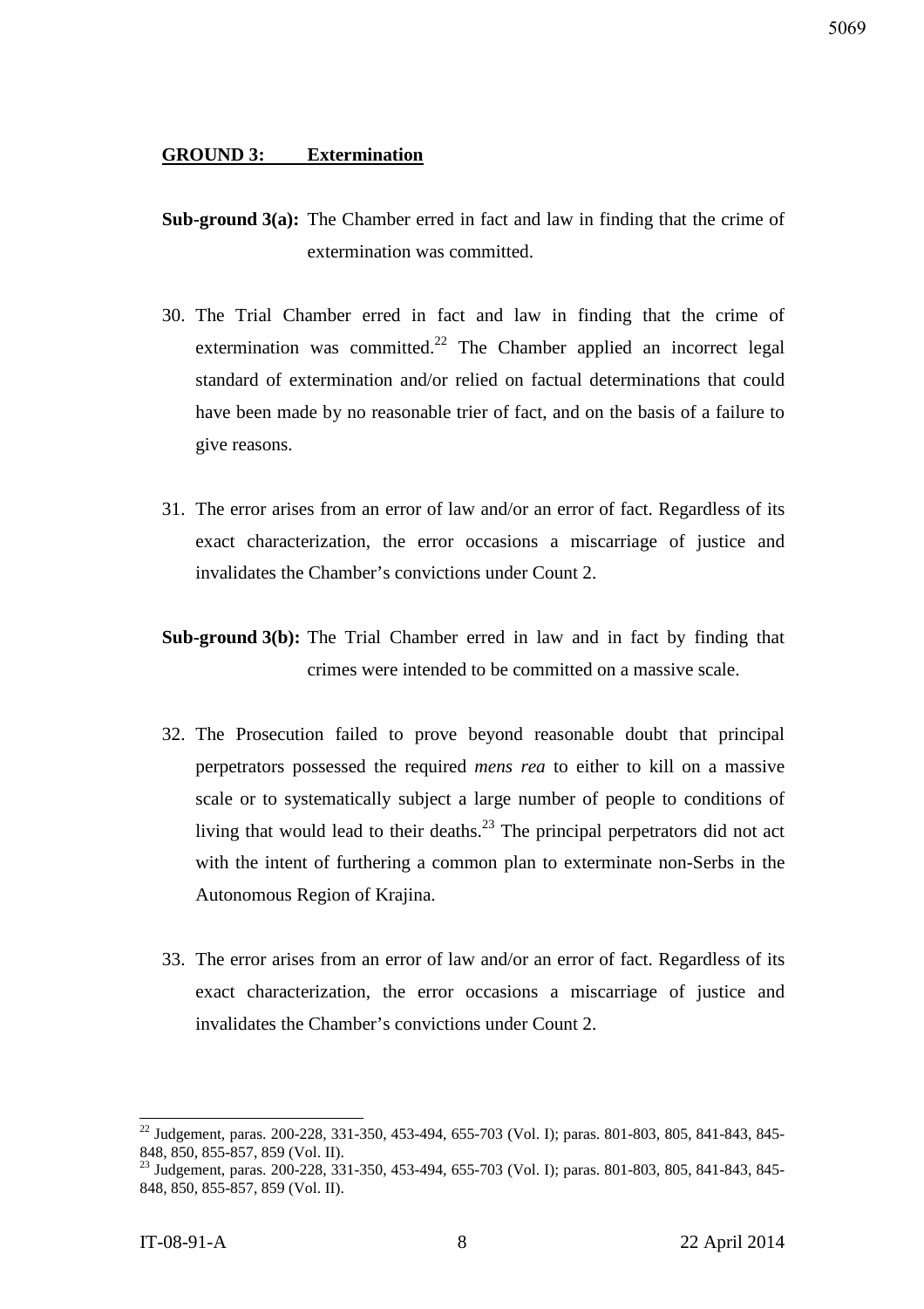**GROUND 3: Extermination**

**Sub-ground 3(a):** The Chamber erred in fact and law in finding that the crime of extermination was committed.

30. The Trial Chamber erred in fact and law in finding that the crime of extermination was committed.[22] The Chamber applied an incorrect legal standard of extermination and/or relied on factual determinations that could have been made by no reasonable trier of fact, and on the basis of a failure to give reasons.

31. The error arises from an error of law and/or an error of fact. Regardless of its exact characterization, the error occasions a miscarriage of justice and invalidates the Chamber's convictions under Count 2.

**Sub-ground 3(b):** The Trial Chamber erred in law and in fact by finding that crimes were intended to be committed on a massive scale.

32. The Prosecution failed to prove beyond reasonable doubt that principal perpetrators possessed the required *mens rea* to either to kill on a massive scale or to systematically subject a large number of people to conditions of living that would lead to their deaths.[23] The principal perpetrators did not act with the intent of furthering a common plan to exterminate non-Serbs in the Autonomous Region of Krajina.

33. The error arises from an error of law and/or an error of fact. Regardless of its exact characterization, the error occasions a miscarriage of justice and invalidates the Chamber's convictions under Count 2.

---

[22] Judgement, paras. 200-228, 331-350, 453-494, 655-703 (Vol. I); paras. 801-803, 805, 841-843, 845-848, 850, 855-857, 859 (Vol. II).

[23] Judgement, paras. 200-228, 331-350, 453-494, 655-703 (Vol. I); paras. 801-803, 805, 841-843, 845-848, 850, 855-857, 859 (Vol. II).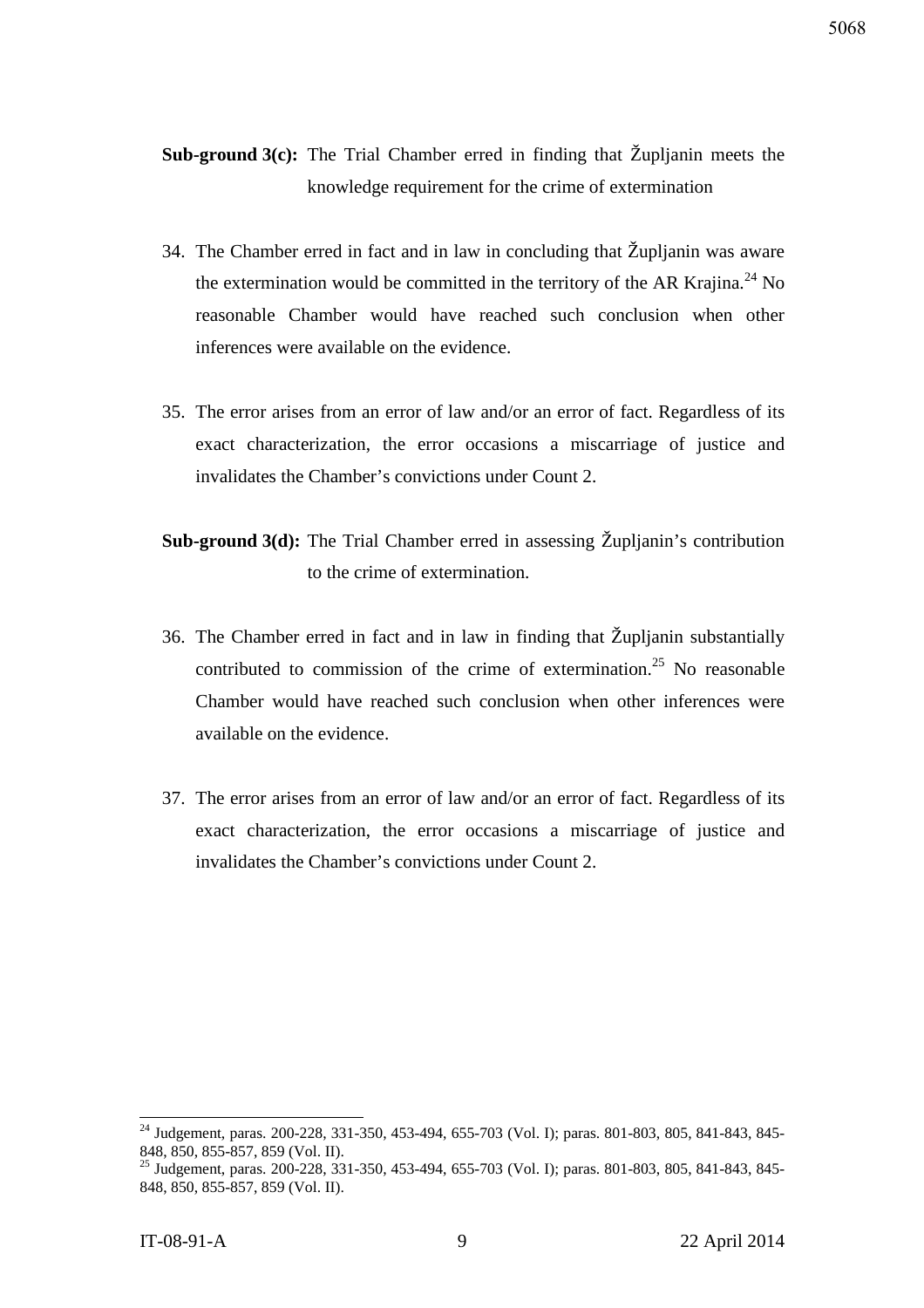**Sub-ground 3(c):** The Trial Chamber erred in finding that Župljanin meets the knowledge requirement for the crime of extermination

34. The Chamber erred in fact and in law in concluding that Župljanin was aware the extermination would be committed in the territory of the AR Krajina.[24] No reasonable Chamber would have reached such conclusion when other inferences were available on the evidence.

35. The error arises from an error of law and/or an error of fact. Regardless of its exact characterization, the error occasions a miscarriage of justice and invalidates the Chamber's convictions under Count 2.

**Sub-ground 3(d):** The Trial Chamber erred in assessing Župljanin's contribution to the crime of extermination.

36. The Chamber erred in fact and in law in finding that Župljanin substantially contributed to commission of the crime of extermination.[25] No reasonable Chamber would have reached such conclusion when other inferences were available on the evidence.

37. The error arises from an error of law and/or an error of fact. Regardless of its exact characterization, the error occasions a miscarriage of justice and invalidates the Chamber's convictions under Count 2.

---

[24] Judgement, paras. 200-228, 331-350, 453-494, 655-703 (Vol. I); paras. 801-803, 805, 841-843, 845-848, 850, 855-857, 859 (Vol. II).

[25] Judgement, paras. 200-228, 331-350, 453-494, 655-703 (Vol. I); paras. 801-803, 805, 841-843, 845-848, 850, 855-857, 859 (Vol. II).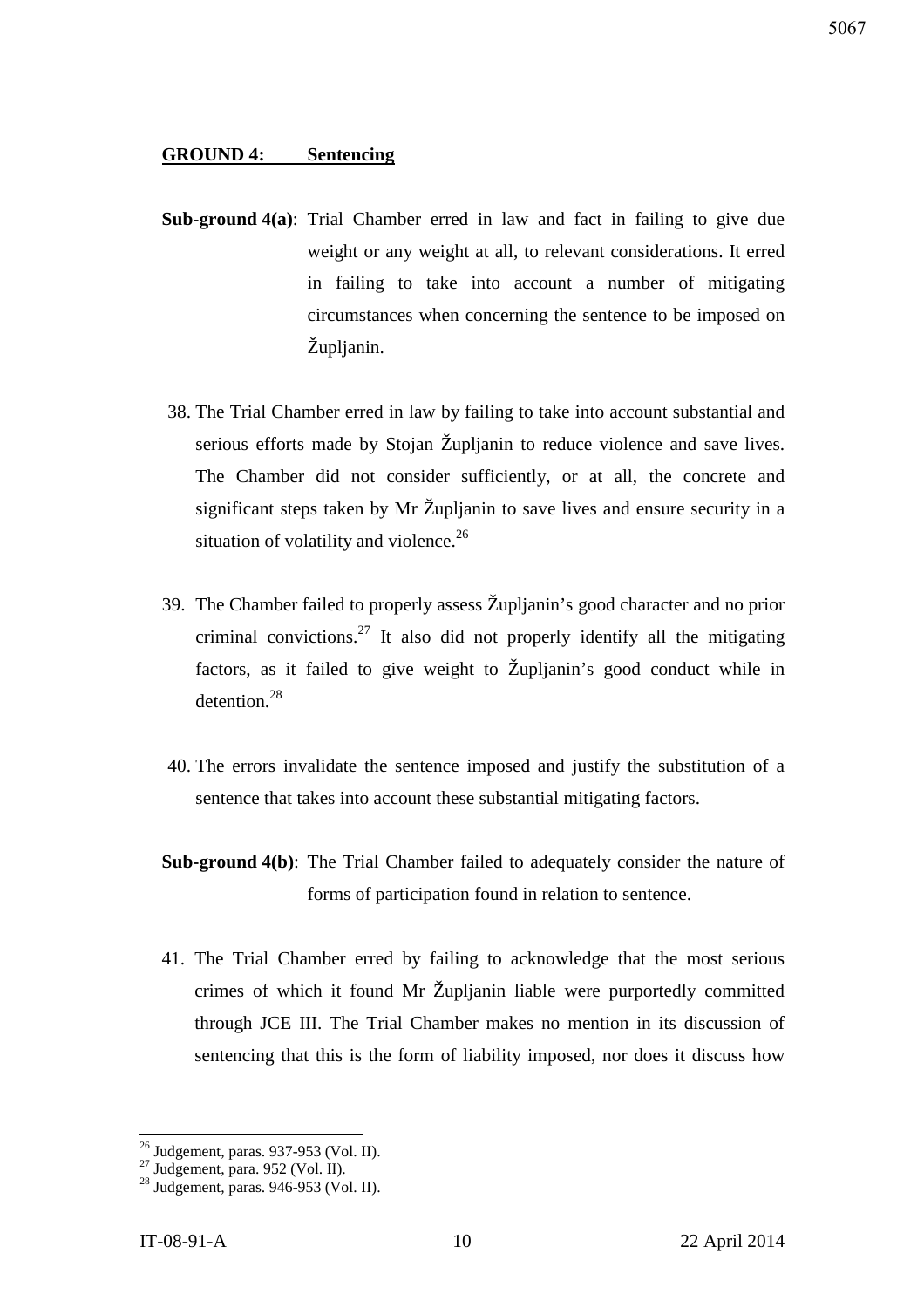**GROUND 4: Sentencing**

**Sub-ground 4(a)**: Trial Chamber erred in law and fact in failing to give due weight or any weight at all, to relevant considerations. It erred in failing to take into account a number of mitigating circumstances when concerning the sentence to be imposed on Župljanin.

38. The Trial Chamber erred in law by failing to take into account substantial and serious efforts made by Stojan Župljanin to reduce violence and save lives. The Chamber did not consider sufficiently, or at all, the concrete and significant steps taken by Mr Župljanin to save lives and ensure security in a situation of volatility and violence.[26]

39. The Chamber failed to properly assess Župljanin's good character and no prior criminal convictions.[27] It also did not properly identify all the mitigating factors, as it failed to give weight to Župljanin's good conduct while in detention.[28]

40. The errors invalidate the sentence imposed and justify the substitution of a sentence that takes into account these substantial mitigating factors.

**Sub-ground 4(b)**: The Trial Chamber failed to adequately consider the nature of forms of participation found in relation to sentence.

41. The Trial Chamber erred by failing to acknowledge that the most serious crimes of which it found Mr Župljanin liable were purportedly committed through JCE III. The Trial Chamber makes no mention in its discussion of sentencing that this is the form of liability imposed, nor does it discuss how

---

[26] Judgement, paras. 937-953 (Vol. II).

[27] Judgement, para. 952 (Vol. II).

[28] Judgement, paras. 946-953 (Vol. II).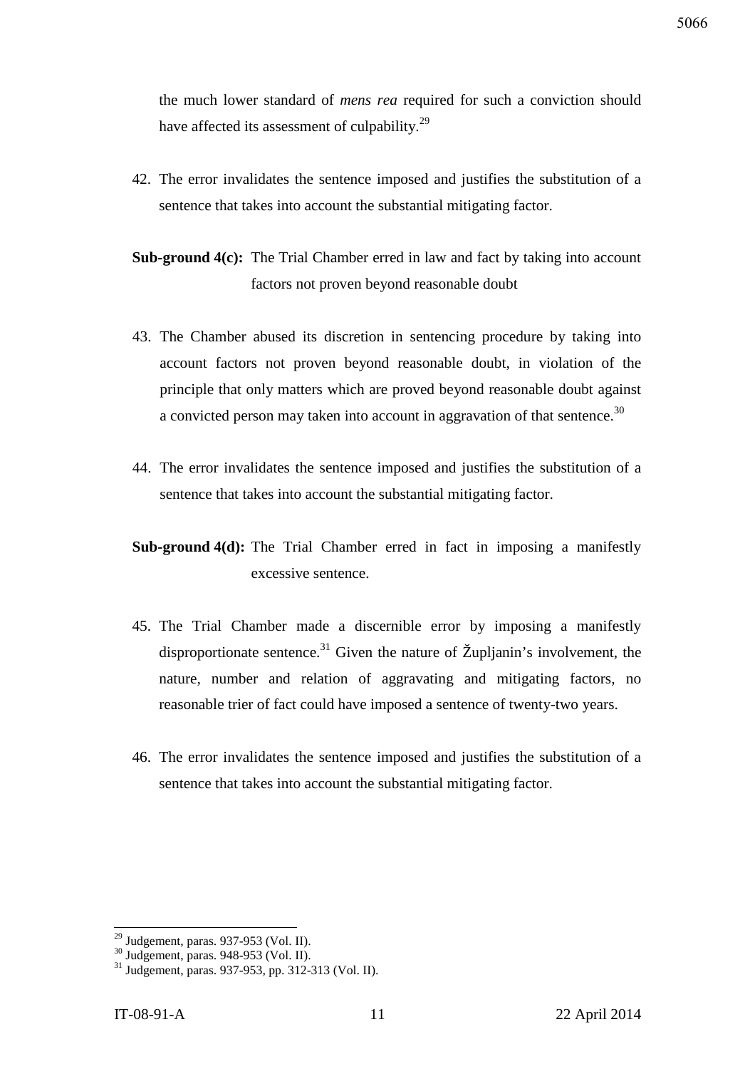the much lower standard of *mens rea* required for such a conviction should have affected its assessment of culpability.[29]

42. The error invalidates the sentence imposed and justifies the substitution of a sentence that takes into account the substantial mitigating factor.

**Sub-ground 4(c):** The Trial Chamber erred in law and fact by taking into account factors not proven beyond reasonable doubt

43. The Chamber abused its discretion in sentencing procedure by taking into account factors not proven beyond reasonable doubt, in violation of the principle that only matters which are proved beyond reasonable doubt against a convicted person may taken into account in aggravation of that sentence.[30]

44. The error invalidates the sentence imposed and justifies the substitution of a sentence that takes into account the substantial mitigating factor.

**Sub-ground 4(d):** The Trial Chamber erred in fact in imposing a manifestly excessive sentence.

45. The Trial Chamber made a discernible error by imposing a manifestly disproportionate sentence.[31] Given the nature of Župljanin's involvement, the nature, number and relation of aggravating and mitigating factors, no reasonable trier of fact could have imposed a sentence of twenty-two years.

46. The error invalidates the sentence imposed and justifies the substitution of a sentence that takes into account the substantial mitigating factor.

---

[29] Judgement, paras. 937-953 (Vol. II).

[30] Judgement, paras. 948-953 (Vol. II).

[31] Judgement, paras. 937-953, pp. 312-313 (Vol. II).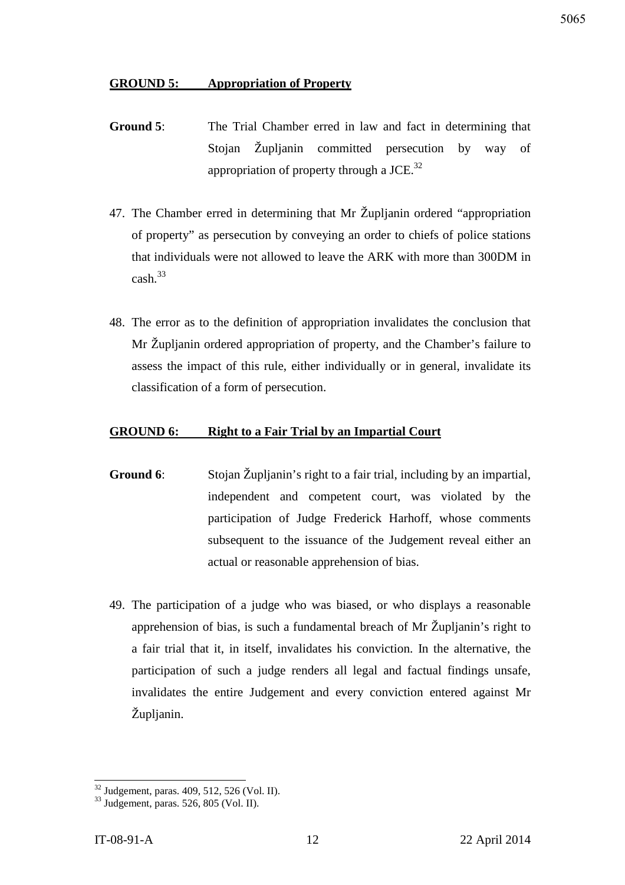**GROUND 5: Appropriation of Property**

**Ground 5**: The Trial Chamber erred in law and fact in determining that Stojan Župljanin committed persecution by way of appropriation of property through a JCE.[32]

47. The Chamber erred in determining that Mr Župljanin ordered "appropriation of property" as persecution by conveying an order to chiefs of police stations that individuals were not allowed to leave the ARK with more than 300DM in cash.[33]

48. The error as to the definition of appropriation invalidates the conclusion that Mr Župljanin ordered appropriation of property, and the Chamber's failure to assess the impact of this rule, either individually or in general, invalidate its classification of a form of persecution.

**GROUND 6: Right to a Fair Trial by an Impartial Court**

**Ground 6**: Stojan Župljanin's right to a fair trial, including by an impartial, independent and competent court, was violated by the participation of Judge Frederick Harhoff, whose comments subsequent to the issuance of the Judgement reveal either an actual or reasonable apprehension of bias.

49. The participation of a judge who was biased, or who displays a reasonable apprehension of bias, is such a fundamental breach of Mr Župljanin's right to a fair trial that it, in itself, invalidates his conviction. In the alternative, the participation of such a judge renders all legal and factual findings unsafe, invalidates the entire Judgement and every conviction entered against Mr Župljanin.

---

[32] Judgement, paras. 409, 512, 526 (Vol. II).
[33] Judgement, paras. 526, 805 (Vol. II).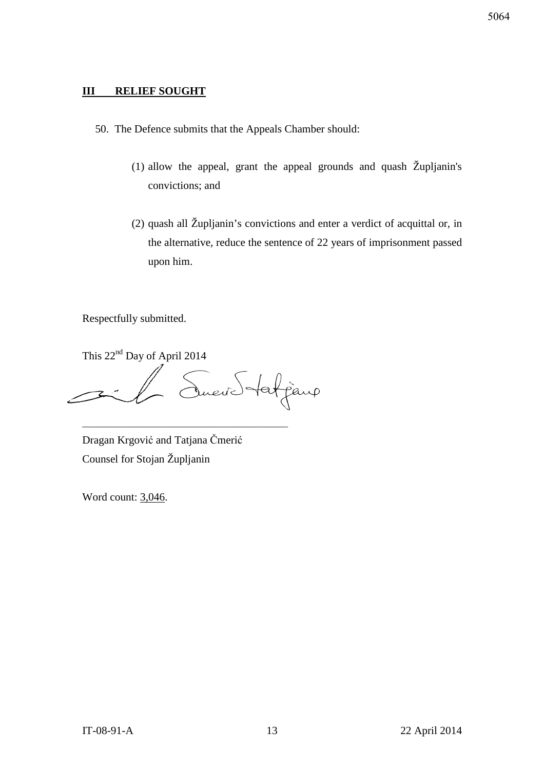## III RELIEF SOUGHT

50. The Defence submits that the Appeals Chamber should:

(1) allow the appeal, grant the appeal grounds and quash Župljanin's convictions; and

(2) quash all Župljanin's convictions and enter a verdict of acquittal or, in the alternative, reduce the sentence of 22 years of imprisonment passed upon him.

Respectfully submitted.

This 22nd Day of April 2014

_______________________________________

Dragan Krgović and Tatjana Čmerić

Counsel for Stojan Župljanin

Word count: 3,046.